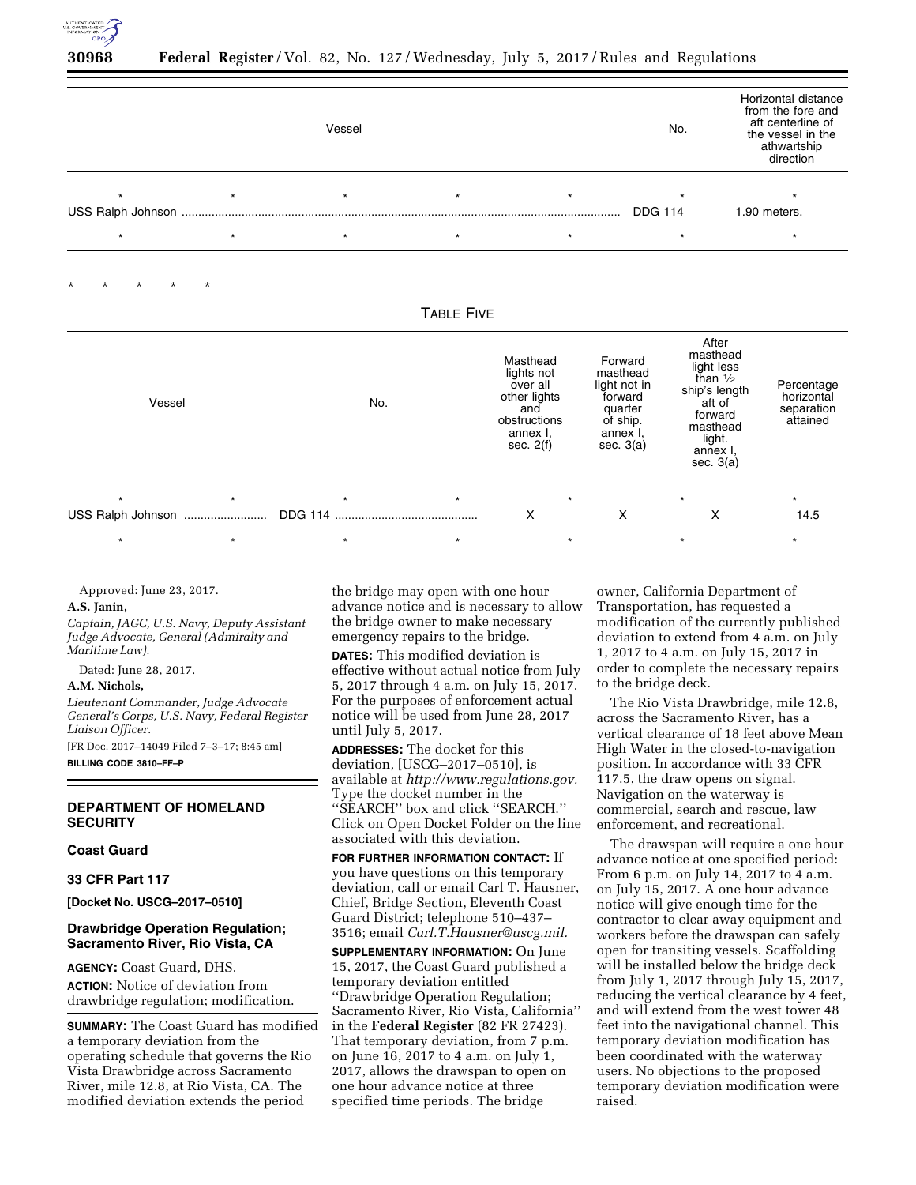| Vessel | No. | Horizontal distance from the fore and aft centerline of the vessel in the athwartship direction |
|---|---|---|
| * * * * * | * | * |
| USS Ralph Johnson | DDG 114 | 1.90 meters. |
| * * * * * | * | * |

* * * * *

TABLE FIVE

| Vessel | No. | Masthead lights not over all other lights and obstructions annex I, sec. 2(f) | Forward masthead light not in forward quarter of ship. annex I, sec. 3(a) | After masthead light less than ½ ship's length aft of forward masthead light. annex I, sec. 3(a) | Percentage horizontal separation attained |
|---|---|---|---|---|---|
| * * | * * | * | * | * | * |
| USS Ralph Johnson | DDG 114 | X | X | X | 14.5 |
| * * | * * | * | * | * | * |

Approved: June 23, 2017.

**A.S. Janin,**

*Captain, JAGC, U.S. Navy, Deputy Assistant Judge Advocate, General (Admiralty and Maritime Law).*

Dated: June 28, 2017.

**A.M. Nichols,**

*Lieutenant Commander, Judge Advocate General's Corps, U.S. Navy, Federal Register Liaison Officer.*

[FR Doc. 2017–14049 Filed 7–3–17; 8:45 am]

**BILLING CODE 3810–FF–P**

## DEPARTMENT OF HOMELAND SECURITY

### Coast Guard

### 33 CFR Part 117

**[Docket No. USCG–2017–0510]**

### Drawbridge Operation Regulation; Sacramento River, Rio Vista, CA

**AGENCY:** Coast Guard, DHS.

**ACTION:** Notice of deviation from drawbridge regulation; modification.

**SUMMARY:** The Coast Guard has modified a temporary deviation from the operating schedule that governs the Rio Vista Drawbridge across Sacramento River, mile 12.8, at Rio Vista, CA. The modified deviation extends the period the bridge may open with one hour advance notice and is necessary to allow the bridge owner to make necessary emergency repairs to the bridge.

**DATES:** This modified deviation is effective without actual notice from July 5, 2017 through 4 a.m. on July 15, 2017. For the purposes of enforcement actual notice will be used from June 28, 2017 until July 5, 2017.

**ADDRESSES:** The docket for this deviation, [USCG–2017–0510], is available at *http://www.regulations.gov*. Type the docket number in the ''SEARCH'' box and click ''SEARCH.'' Click on Open Docket Folder on the line associated with this deviation.

**FOR FURTHER INFORMATION CONTACT:** If you have questions on this temporary deviation, call or email Carl T. Hausner, Chief, Bridge Section, Eleventh Coast Guard District; telephone 510–437–3516; email *Carl.T.Hausner@uscg.mil.*

**SUPPLEMENTARY INFORMATION:** On June 15, 2017, the Coast Guard published a temporary deviation entitled ''Drawbridge Operation Regulation; Sacramento River, Rio Vista, California'' in the **Federal Register** (82 FR 27423). That temporary deviation, from 7 p.m. on June 16, 2017 to 4 a.m. on July 1, 2017, allows the drawspan to open on one hour advance notice at three specified time periods. The bridge owner, California Department of Transportation, has requested a modification of the currently published deviation to extend from 4 a.m. on July 1, 2017 to 4 a.m. on July 15, 2017 in order to complete the necessary repairs to the bridge deck.

The Rio Vista Drawbridge, mile 12.8, across the Sacramento River, has a vertical clearance of 18 feet above Mean High Water in the closed-to-navigation position. In accordance with 33 CFR 117.5, the draw opens on signal. Navigation on the waterway is commercial, search and rescue, law enforcement, and recreational.

The drawspan will require a one hour advance notice at one specified period: From 6 p.m. on July 14, 2017 to 4 a.m. on July 15, 2017. A one hour advance notice will give enough time for the contractor to clear away equipment and workers before the drawspan can safely open for transiting vessels. Scaffolding will be installed below the bridge deck from July 1, 2017 through July 15, 2017, reducing the vertical clearance by 4 feet, and will extend from the west tower 48 feet into the navigational channel. This temporary deviation modification has been coordinated with the waterway users. No objections to the proposed temporary deviation modification were raised.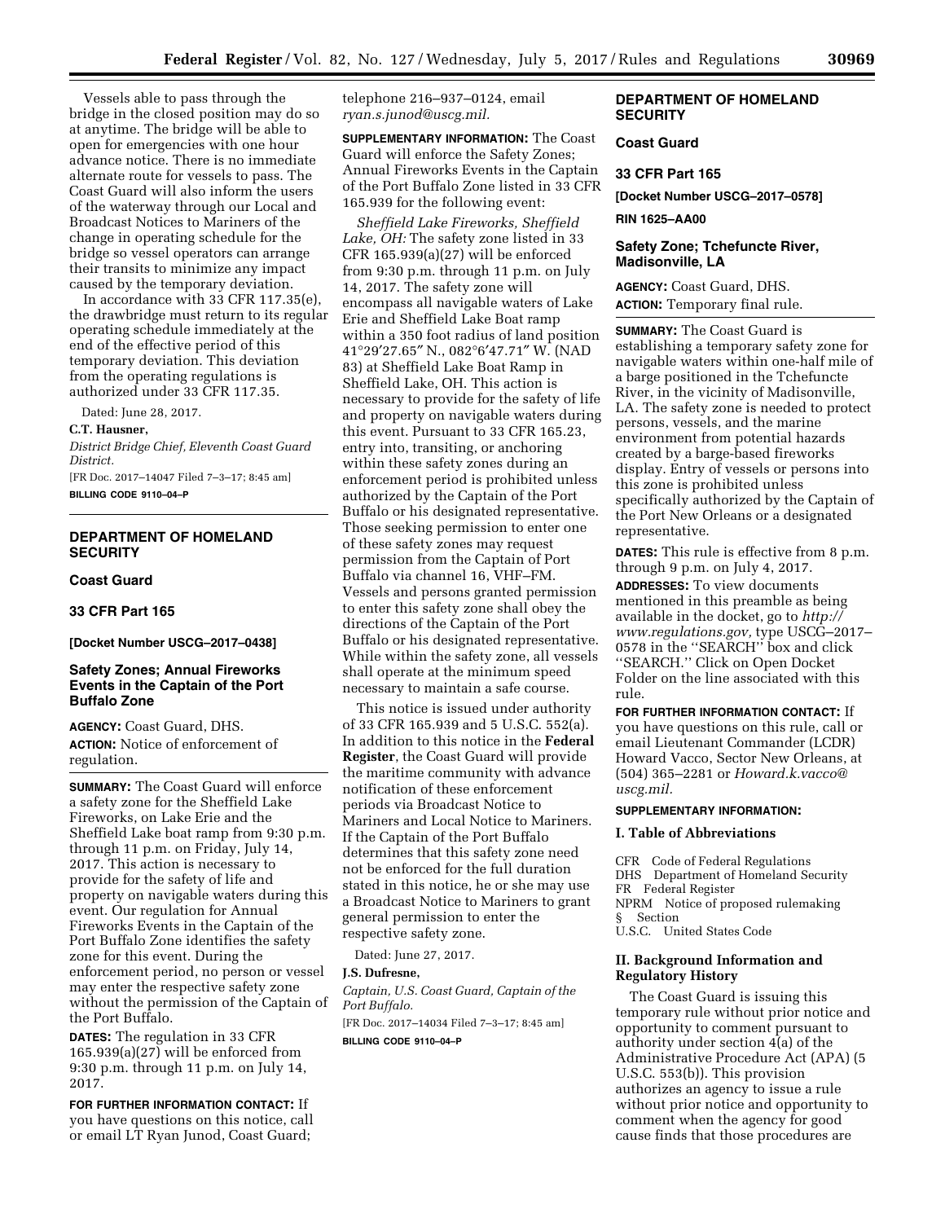Vessels able to pass through the bridge in the closed position may do so at anytime. The bridge will be able to open for emergencies with one hour advance notice. There is no immediate alternate route for vessels to pass. The Coast Guard will also inform the users of the waterway through our Local and Broadcast Notices to Mariners of the change in operating schedule for the bridge so vessel operators can arrange their transits to minimize any impact caused by the temporary deviation.

In accordance with 33 CFR 117.35(e), the drawbridge must return to its regular operating schedule immediately at the end of the effective period of this temporary deviation. This deviation from the operating regulations is authorized under 33 CFR 117.35.

Dated: June 28, 2017.

**C.T. Hausner,**

*District Bridge Chief, Eleventh Coast Guard District.*

[FR Doc. 2017–14047 Filed 7–3–17; 8:45 am]

**BILLING CODE 9110–04–P**

---

## DEPARTMENT OF HOMELAND SECURITY

### Coast Guard

### 33 CFR Part 165

**[Docket Number USCG–2017–0438]**

### Safety Zones; Annual Fireworks Events in the Captain of the Port Buffalo Zone

**AGENCY:** Coast Guard, DHS.

**ACTION:** Notice of enforcement of regulation.

**SUMMARY:** The Coast Guard will enforce a safety zone for the Sheffield Lake Fireworks, on Lake Erie and the Sheffield Lake boat ramp from 9:30 p.m. through 11 p.m. on Friday, July 14, 2017. This action is necessary to provide for the safety of life and property on navigable waters during this event. Our regulation for Annual Fireworks Events in the Captain of the Port Buffalo Zone identifies the safety zone for this event. During the enforcement period, no person or vessel may enter the respective safety zone without the permission of the Captain of the Port Buffalo.

**DATES:** The regulation in 33 CFR 165.939(a)(27) will be enforced from 9:30 p.m. through 11 p.m. on July 14, 2017.

**FOR FURTHER INFORMATION CONTACT:** If you have questions on this notice, call or email LT Ryan Junod, Coast Guard; telephone 216–937–0124, email *ryan.s.junod@uscg.mil.*

**SUPPLEMENTARY INFORMATION:** The Coast Guard will enforce the Safety Zones; Annual Fireworks Events in the Captain of the Port Buffalo Zone listed in 33 CFR 165.939 for the following event:

*Sheffield Lake Fireworks, Sheffield Lake, OH:* The safety zone listed in 33 CFR 165.939(a)(27) will be enforced from 9:30 p.m. through 11 p.m. on July 14, 2017. The safety zone will encompass all navigable waters of Lake Erie and Sheffield Lake Boat ramp within a 350 foot radius of land position 41°29′27.65″ N., 082°6′47.71″ W. (NAD 83) at Sheffield Lake Boat Ramp in Sheffield Lake, OH. This action is necessary to provide for the safety of life and property on navigable waters during this event. Pursuant to 33 CFR 165.23, entry into, transiting, or anchoring within these safety zones during an enforcement period is prohibited unless authorized by the Captain of the Port Buffalo or his designated representative. Those seeking permission to enter one of these safety zones may request permission from the Captain of Port Buffalo via channel 16, VHF–FM. Vessels and persons granted permission to enter this safety zone shall obey the directions of the Captain of the Port Buffalo or his designated representative. While within the safety zone, all vessels shall operate at the minimum speed necessary to maintain a safe course.

This notice is issued under authority of 33 CFR 165.939 and 5 U.S.C. 552(a). In addition to this notice in the **Federal Register**, the Coast Guard will provide the maritime community with advance notification of these enforcement periods via Broadcast Notice to Mariners and Local Notice to Mariners. If the Captain of the Port Buffalo determines that this safety zone need not be enforced for the full duration stated in this notice, he or she may use a Broadcast Notice to Mariners to grant general permission to enter the respective safety zone.

Dated: June 27, 2017.

**J.S. Dufresne,**

*Captain, U.S. Coast Guard, Captain of the Port Buffalo.*

[FR Doc. 2017–14034 Filed 7–3–17; 8:45 am]

**BILLING CODE 9110–04–P**

---

## DEPARTMENT OF HOMELAND SECURITY

### Coast Guard

### 33 CFR Part 165

**[Docket Number USCG–2017–0578]**

**RIN 1625–AA00**

### Safety Zone; Tchefuncte River, Madisonville, LA

**AGENCY:** Coast Guard, DHS.

**ACTION:** Temporary final rule.

**SUMMARY:** The Coast Guard is establishing a temporary safety zone for navigable waters within one-half mile of a barge positioned in the Tchefuncte River, in the vicinity of Madisonville, LA. The safety zone is needed to protect persons, vessels, and the marine environment from potential hazards created by a barge-based fireworks display. Entry of vessels or persons into this zone is prohibited unless specifically authorized by the Captain of the Port New Orleans or a designated representative.

**DATES:** This rule is effective from 8 p.m. through 9 p.m. on July 4, 2017.

**ADDRESSES:** To view documents mentioned in this preamble as being available in the docket, go to *http://www.regulations.gov,* type USCG–2017–0578 in the ''SEARCH'' box and click ''SEARCH.'' Click on Open Docket Folder on the line associated with this rule.

**FOR FURTHER INFORMATION CONTACT:** If you have questions on this rule, call or email Lieutenant Commander (LCDR) Howard Vacco, Sector New Orleans, at (504) 365–2281 or *Howard.k.vacco@uscg.mil.*

**SUPPLEMENTARY INFORMATION:**

#### I. Table of Abbreviations

CFR Code of Federal Regulations
DHS Department of Homeland Security
FR Federal Register
NPRM Notice of proposed rulemaking
§ Section
U.S.C. United States Code

#### II. Background Information and Regulatory History

The Coast Guard is issuing this temporary rule without prior notice and opportunity to comment pursuant to authority under section 4(a) of the Administrative Procedure Act (APA) (5 U.S.C. 553(b)). This provision authorizes an agency to issue a rule without prior notice and opportunity to comment when the agency for good cause finds that those procedures are